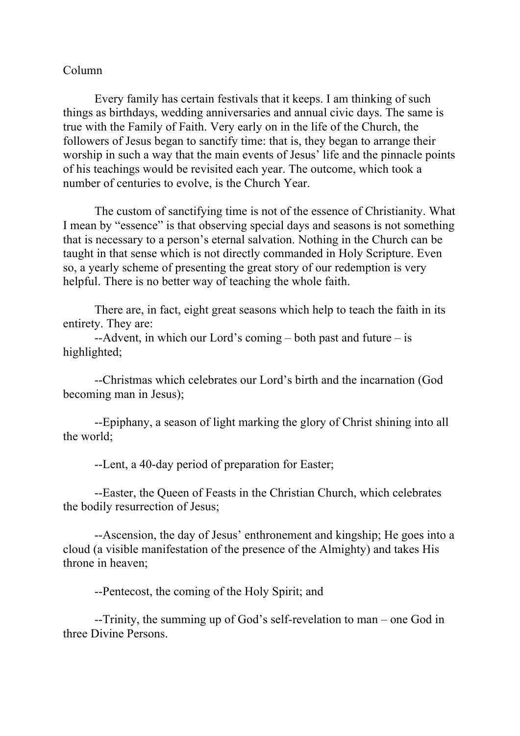Column

Every family has certain festivals that it keeps. I am thinking of such things as birthdays, wedding anniversaries and annual civic days. The same is true with the Family of Faith. Very early on in the life of the Church, the followers of Jesus began to sanctify time: that is, they began to arrange their worship in such a way that the main events of Jesus' life and the pinnacle points of his teachings would be revisited each year. The outcome, which took a number of centuries to evolve, is the Church Year.

The custom of sanctifying time is not of the essence of Christianity. What I mean by "essence" is that observing special days and seasons is not something that is necessary to a person's eternal salvation. Nothing in the Church can be taught in that sense which is not directly commanded in Holy Scripture. Even so, a yearly scheme of presenting the great story of our redemption is very helpful. There is no better way of teaching the whole faith.

There are, in fact, eight great seasons which help to teach the faith in its entirety. They are:

--Advent, in which our Lord's coming – both past and future – is highlighted;

--Christmas which celebrates our Lord's birth and the incarnation (God becoming man in Jesus);

--Epiphany, a season of light marking the glory of Christ shining into all the world;

--Lent, a 40-day period of preparation for Easter;

--Easter, the Queen of Feasts in the Christian Church, which celebrates the bodily resurrection of Jesus;

--Ascension, the day of Jesus' enthronement and kingship; He goes into a cloud (a visible manifestation of the presence of the Almighty) and takes His throne in heaven;

--Pentecost, the coming of the Holy Spirit; and

--Trinity, the summing up of God's self-revelation to man – one God in three Divine Persons.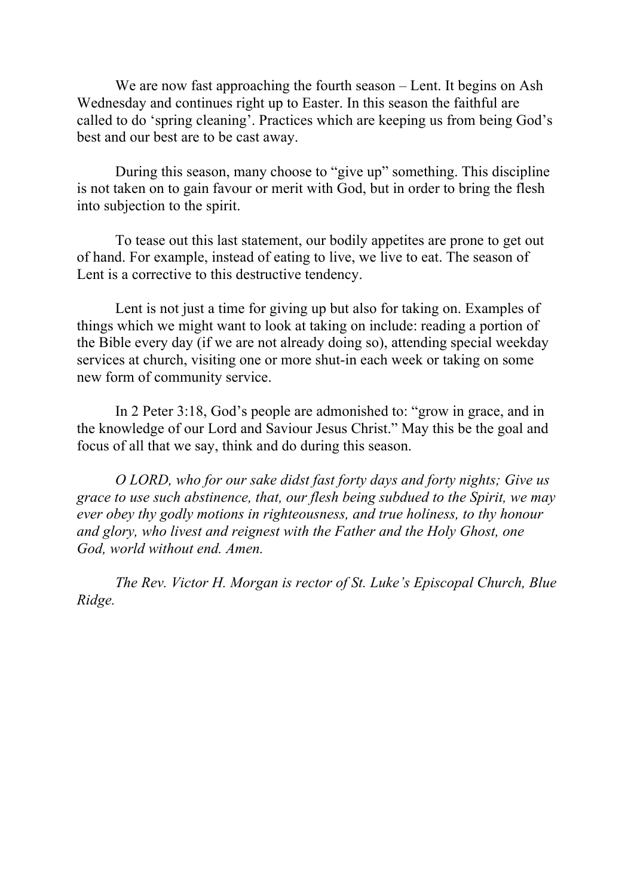We are now fast approaching the fourth season – Lent. It begins on Ash Wednesday and continues right up to Easter. In this season the faithful are called to do 'spring cleaning'. Practices which are keeping us from being God's best and our best are to be cast away.

During this season, many choose to "give up" something. This discipline is not taken on to gain favour or merit with God, but in order to bring the flesh into subjection to the spirit.

To tease out this last statement, our bodily appetites are prone to get out of hand. For example, instead of eating to live, we live to eat. The season of Lent is a corrective to this destructive tendency.

Lent is not just a time for giving up but also for taking on. Examples of things which we might want to look at taking on include: reading a portion of the Bible every day (if we are not already doing so), attending special weekday services at church, visiting one or more shut-in each week or taking on some new form of community service.

In 2 Peter 3:18, God's people are admonished to: "grow in grace, and in the knowledge of our Lord and Saviour Jesus Christ." May this be the goal and focus of all that we say, think and do during this season.

*O LORD, who for our sake didst fast forty days and forty nights; Give us grace to use such abstinence, that, our flesh being subdued to the Spirit, we may ever obey thy godly motions in righteousness, and true holiness, to thy honour and glory, who livest and reignest with the Father and the Holy Ghost, one God, world without end. Amen.*

*The Rev. Victor H. Morgan is rector of St. Luke's Episcopal Church, Blue Ridge.*